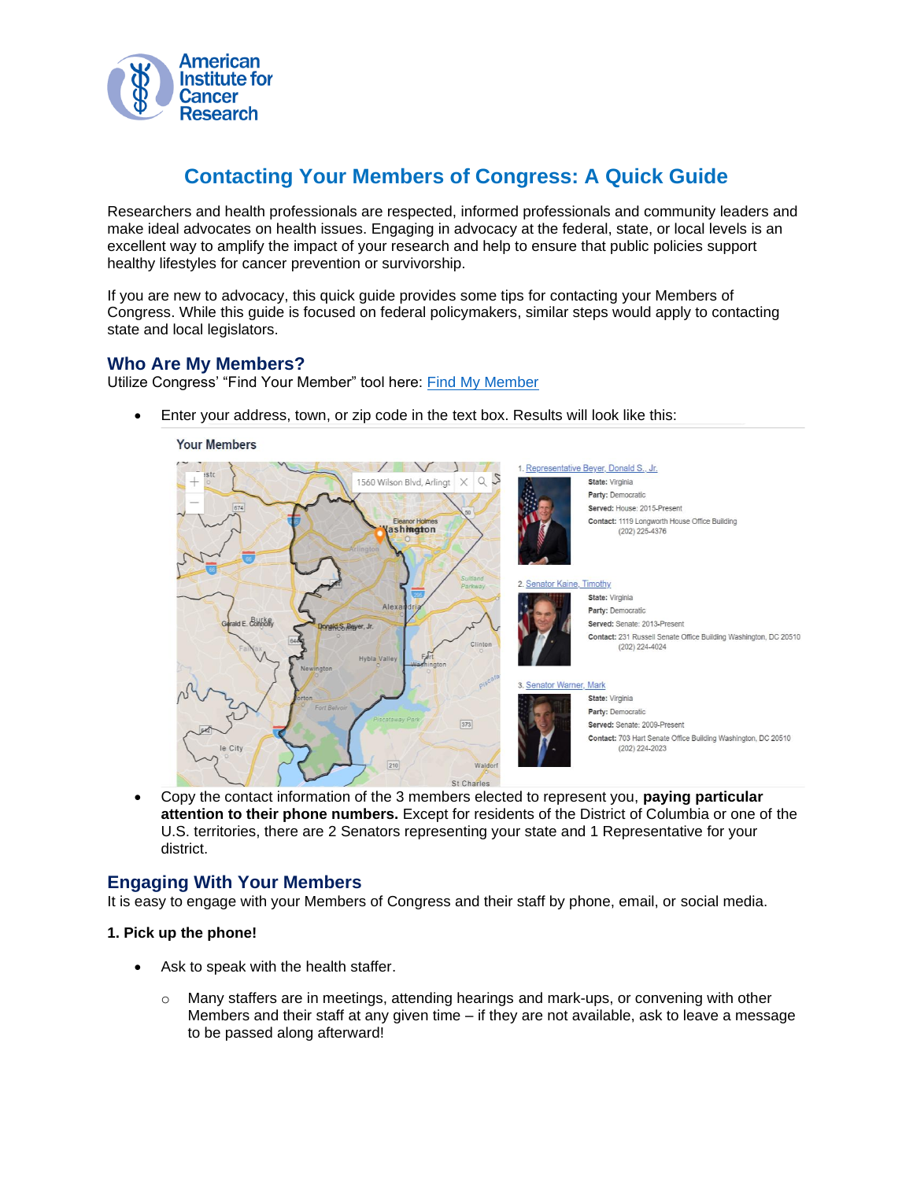American Institute for Cancer Research

# Contacting Your Members of Congress: A Quick Guide

Researchers and health professionals are respected, informed professionals and community leaders and make ideal advocates on health issues. Engaging in advocacy at the federal, state, or local levels is an excellent way to amplify the impact of your research and help to ensure that public policies support healthy lifestyles for cancer prevention or survivorship.

If you are new to advocacy, this quick guide provides some tips for contacting your Members of Congress. While this guide is focused on federal policymakers, similar steps would apply to contacting state and local legislators.

## Who Are My Members?

Utilize Congress' "Find Your Member" tool here: [Find My Member]

- Enter your address, town, or zip code in the text box. Results will look like this:

**Your Members**

1. Representative Beyer, Donald S., Jr.
   **State:** Virginia
   **Party:** Democratic
   **Served:** House: 2015-Present
   **Contact:** 1119 Longworth House Office Building
   (202) 225-4376

2. Senator Kaine, Timothy
   **State:** Virginia
   **Party:** Democratic
   **Served:** Senate: 2013-Present
   **Contact:** 231 Russell Senate Office Building Washington, DC 20510
   (202) 224-4024

3. Senator Warner, Mark
   **State:** Virginia
   **Party:** Democratic
   **Served:** Senate: 2009-Present
   **Contact:** 703 Hart Senate Office Building Washington, DC 20510
   (202) 224-2023

- Copy the contact information of the 3 members elected to represent you, **paying particular attention to their phone numbers.** Except for residents of the District of Columbia or one of the U.S. territories, there are 2 Senators representing your state and 1 Representative for your district.

## Engaging With Your Members

It is easy to engage with your Members of Congress and their staff by phone, email, or social media.

**1. Pick up the phone!**

- Ask to speak with the health staffer.
  - Many staffers are in meetings, attending hearings and mark-ups, or convening with other Members and their staff at any given time – if they are not available, ask to leave a message to be passed along afterward!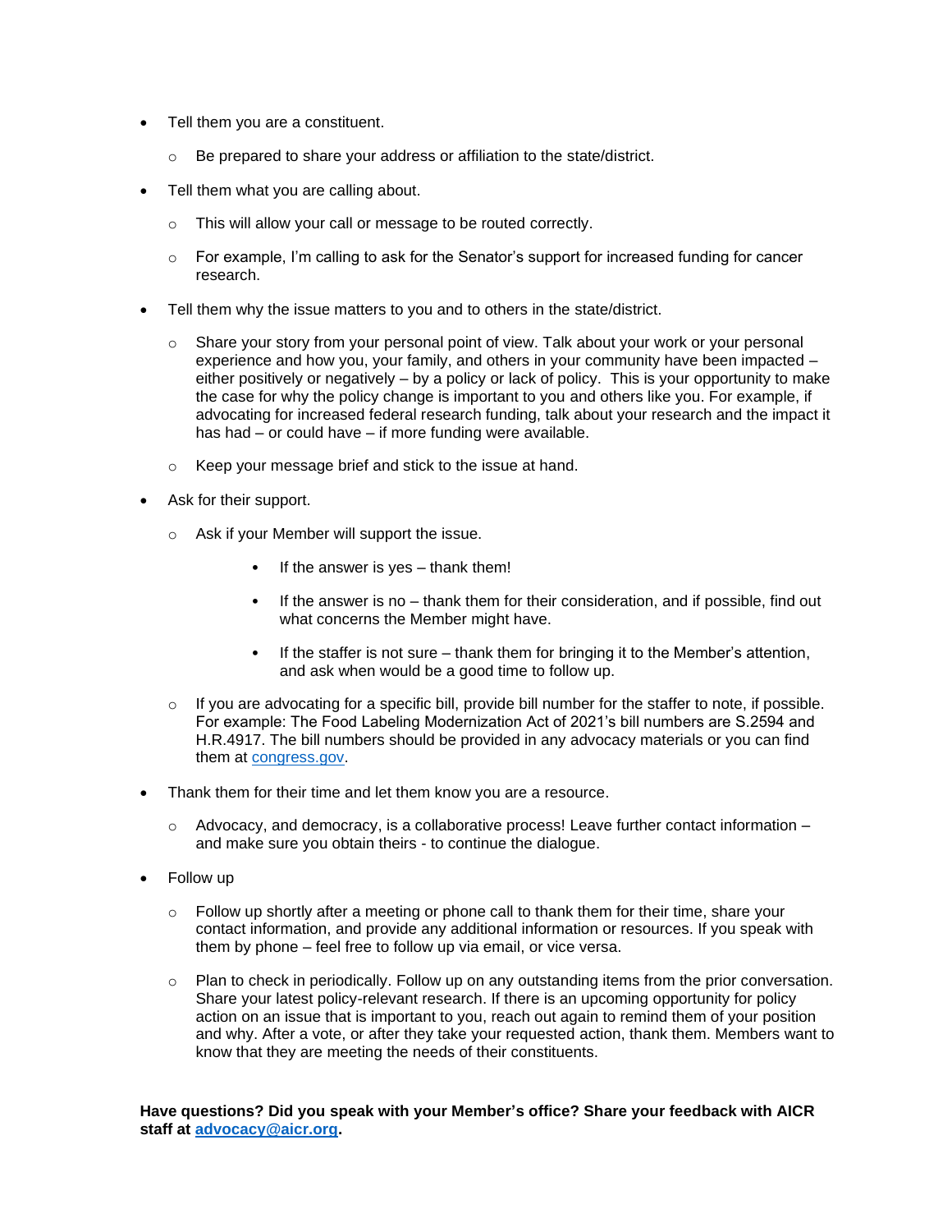- Tell them you are a constituent.
    - Be prepared to share your address or affiliation to the state/district.
- Tell them what you are calling about.
    - This will allow your call or message to be routed correctly.
    - For example, I'm calling to ask for the Senator's support for increased funding for cancer research.
- Tell them why the issue matters to you and to others in the state/district.
    - Share your story from your personal point of view. Talk about your work or your personal experience and how you, your family, and others in your community have been impacted – either positively or negatively – by a policy or lack of policy. This is your opportunity to make the case for why the policy change is important to you and others like you. For example, if advocating for increased federal research funding, talk about your research and the impact it has had – or could have – if more funding were available.
    - Keep your message brief and stick to the issue at hand.
- Ask for their support.
    - Ask if your Member will support the issue.
        - If the answer is yes – thank them!
        - If the answer is no – thank them for their consideration, and if possible, find out what concerns the Member might have.
        - If the staffer is not sure – thank them for bringing it to the Member's attention, and ask when would be a good time to follow up.
    - If you are advocating for a specific bill, provide bill number for the staffer to note, if possible. For example: The Food Labeling Modernization Act of 2021's bill numbers are S.2594 and H.R.4917. The bill numbers should be provided in any advocacy materials or you can find them at [congress.gov](https://congress.gov).
- Thank them for their time and let them know you are a resource.
    - Advocacy, and democracy, is a collaborative process! Leave further contact information – and make sure you obtain theirs - to continue the dialogue.
- Follow up
    - Follow up shortly after a meeting or phone call to thank them for their time, share your contact information, and provide any additional information or resources. If you speak with them by phone – feel free to follow up via email, or vice versa.
    - Plan to check in periodically. Follow up on any outstanding items from the prior conversation. Share your latest policy-relevant research. If there is an upcoming opportunity for policy action on an issue that is important to you, reach out again to remind them of your position and why. After a vote, or after they take your requested action, thank them. Members want to know that they are meeting the needs of their constituents.

**Have questions? Did you speak with your Member's office? Share your feedback with AICR staff at [advocacy@aicr.org](mailto:advocacy@aicr.org).**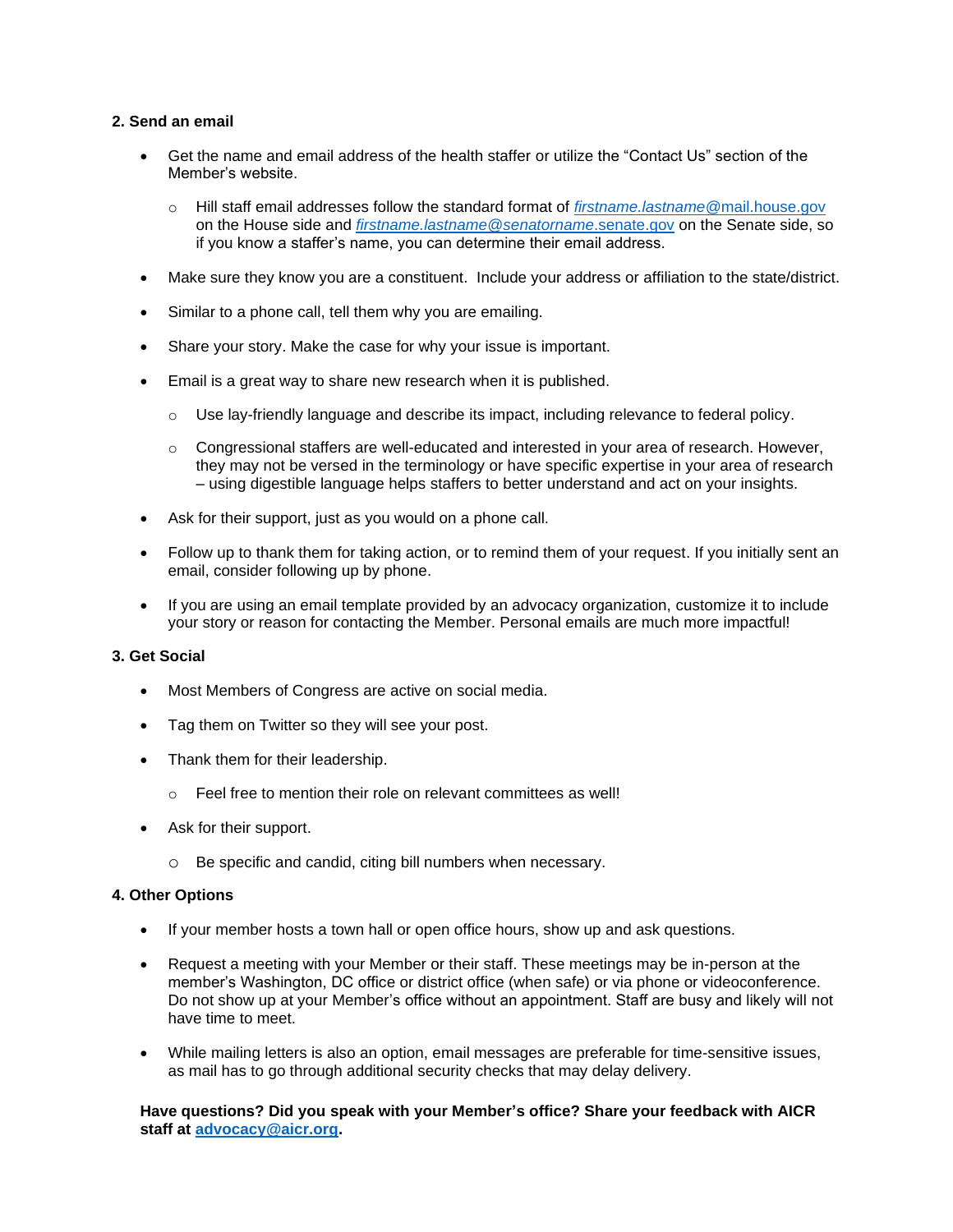**2. Send an email**

- Get the name and email address of the health staffer or utilize the “Contact Us” section of the Member’s website.
    - Hill staff email addresses follow the standard format of *firstname.lastname*@mail.house.gov on the House side and *firstname.lastname*@*senatorname*.senate.gov on the Senate side, so if you know a staffer’s name, you can determine their email address.
- Make sure they know you are a constituent. Include your address or affiliation to the state/district.
- Similar to a phone call, tell them why you are emailing.
- Share your story. Make the case for why your issue is important.
- Email is a great way to share new research when it is published.
    - Use lay-friendly language and describe its impact, including relevance to federal policy.
    - Congressional staffers are well-educated and interested in your area of research. However, they may not be versed in the terminology or have specific expertise in your area of research – using digestible language helps staffers to better understand and act on your insights.
- Ask for their support, just as you would on a phone call.
- Follow up to thank them for taking action, or to remind them of your request. If you initially sent an email, consider following up by phone.
- If you are using an email template provided by an advocacy organization, customize it to include your story or reason for contacting the Member. Personal emails are much more impactful!

**3. Get Social**

- Most Members of Congress are active on social media.
- Tag them on Twitter so they will see your post.
- Thank them for their leadership.
    - Feel free to mention their role on relevant committees as well!
- Ask for their support.
    - Be specific and candid, citing bill numbers when necessary.

**4. Other Options**

- If your member hosts a town hall or open office hours, show up and ask questions.
- Request a meeting with your Member or their staff. These meetings may be in-person at the member’s Washington, DC office or district office (when safe) or via phone or videoconference. Do not show up at your Member’s office without an appointment. Staff are busy and likely will not have time to meet.
- While mailing letters is also an option, email messages are preferable for time-sensitive issues, as mail has to go through additional security checks that may delay delivery.

**Have questions? Did you speak with your Member’s office? Share your feedback with AICR staff at advocacy@aicr.org.**